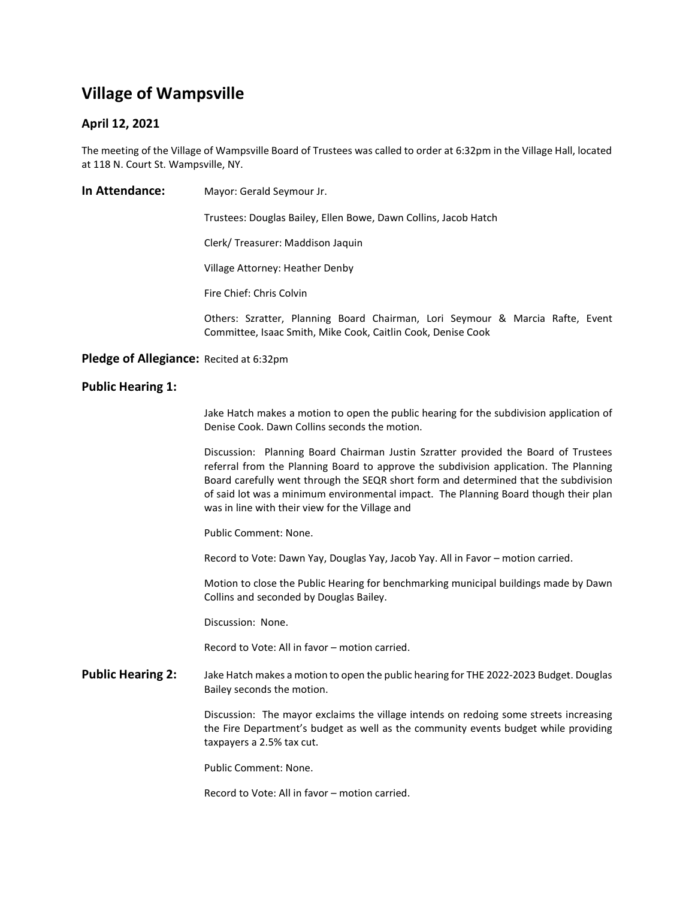# Village of Wampsville

### April 12, 2021

The meeting of the Village of Wampsville Board of Trustees was called to order at 6:32pm in the Village Hall, located at 118 N. Court St. Wampsville, NY.

**In Attendance:**

Mayor: Gerald Seymour Jr.

Trustees: Douglas Bailey, Ellen Bowe, Dawn Collins, Jacob Hatch

Clerk/ Treasurer: Maddison Jaquin

Village Attorney: Heather Denby

Fire Chief: Chris Colvin

Others: Szratter, Planning Board Chairman, Lori Seymour & Marcia Rafte, Event Committee, Isaac Smith, Mike Cook, Caitlin Cook, Denise Cook

**Pledge of Allegiance:** Recited at 6:32pm

**Public Hearing 1:**

Jake Hatch makes a motion to open the public hearing for the subdivision application of Denise Cook. Dawn Collins seconds the motion.

Discussion: Planning Board Chairman Justin Szratter provided the Board of Trustees referral from the Planning Board to approve the subdivision application. The Planning Board carefully went through the SEQR short form and determined that the subdivision of said lot was a minimum environmental impact. The Planning Board though their plan was in line with their view for the Village and

Public Comment: None.

Record to Vote: Dawn Yay, Douglas Yay, Jacob Yay. All in Favor – motion carried.

Motion to close the Public Hearing for benchmarking municipal buildings made by Dawn Collins and seconded by Douglas Bailey.

Discussion: None.

Record to Vote: All in favor – motion carried.

**Public Hearing 2:** Jake Hatch makes a motion to open the public hearing for THE 2022-2023 Budget. Douglas Bailey seconds the motion.

Discussion: The mayor exclaims the village intends on redoing some streets increasing the Fire Department's budget as well as the community events budget while providing taxpayers a 2.5% tax cut.

Public Comment: None.

Record to Vote: All in favor – motion carried.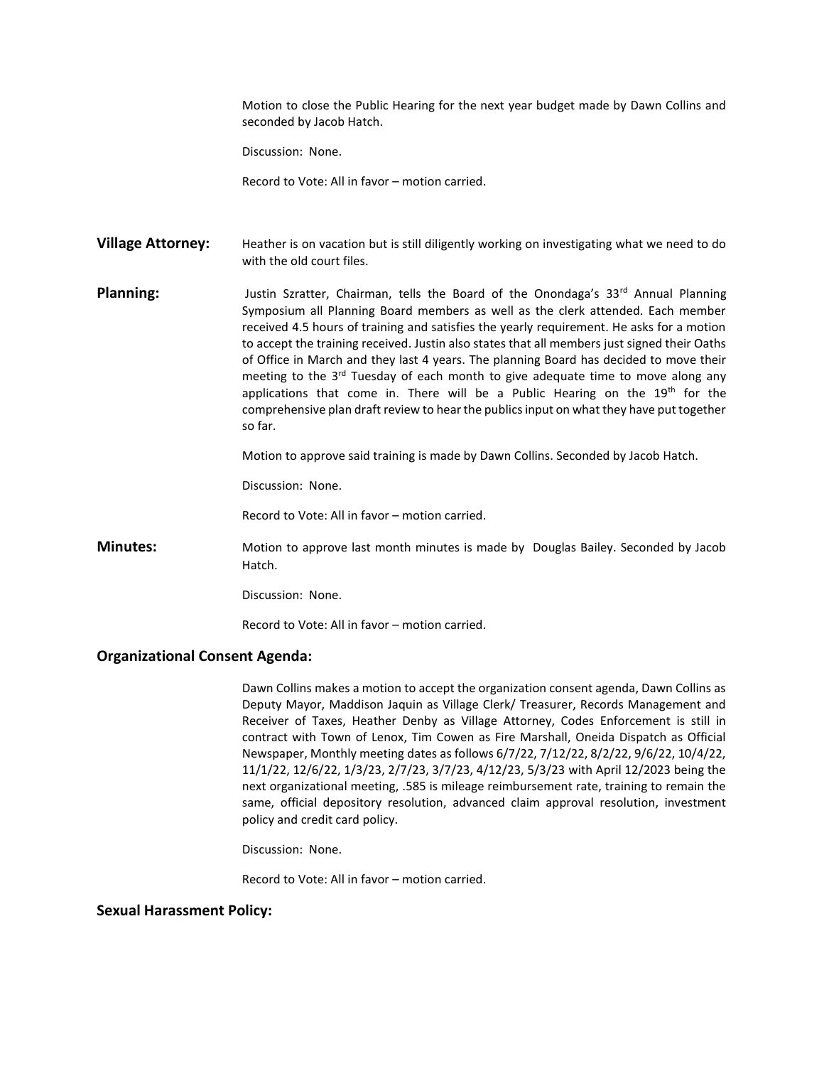Motion to close the Public Hearing for the next year budget made by Dawn Collins and seconded by Jacob Hatch.

Discussion: None.

Record to Vote: All in favor – motion carried.

**Village Attorney:** Heather is on vacation but is still diligently working on investigating what we need to do with the old court files.

**Planning:** Justin Szratter, Chairman, tells the Board of the Onondaga's 33rd Annual Planning Symposium all Planning Board members as well as the clerk attended. Each member received 4.5 hours of training and satisfies the yearly requirement. He asks for a motion to accept the training received. Justin also states that all members just signed their Oaths of Office in March and they last 4 years. The planning Board has decided to move their meeting to the 3rd Tuesday of each month to give adequate time to move along any applications that come in. There will be a Public Hearing on the 19th for the comprehensive plan draft review to hear the publics input on what they have put together so far.

Motion to approve said training is made by Dawn Collins. Seconded by Jacob Hatch.

Discussion: None.

Record to Vote: All in favor – motion carried.

**Minutes:** Motion to approve last month minutes is made by Douglas Bailey. Seconded by Jacob Hatch.

Discussion: None.

Record to Vote: All in favor – motion carried.

## Organizational Consent Agenda:

Dawn Collins makes a motion to accept the organization consent agenda, Dawn Collins as Deputy Mayor, Maddison Jaquin as Village Clerk/ Treasurer, Records Management and Receiver of Taxes, Heather Denby as Village Attorney, Codes Enforcement is still in contract with Town of Lenox, Tim Cowen as Fire Marshall, Oneida Dispatch as Official Newspaper, Monthly meeting dates as follows 6/7/22, 7/12/22, 8/2/22, 9/6/22, 10/4/22, 11/1/22, 12/6/22, 1/3/23, 2/7/23, 3/7/23, 4/12/23, 5/3/23 with April 12/2023 being the next organizational meeting, .585 is mileage reimbursement rate, training to remain the same, official depository resolution, advanced claim approval resolution, investment policy and credit card policy.

Discussion: None.

Record to Vote: All in favor – motion carried.

## Sexual Harassment Policy: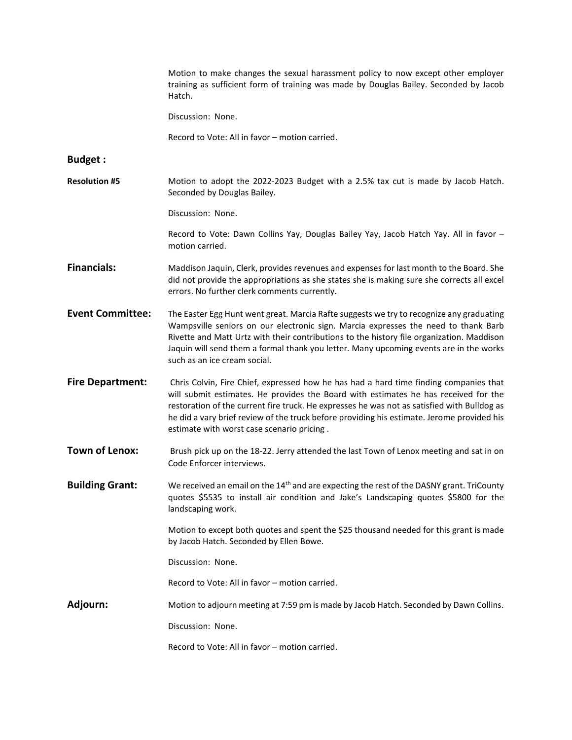Motion to make changes the sexual harassment policy to now except other employer training as sufficient form of training was made by Douglas Bailey. Seconded by Jacob Hatch.

Discussion: None.

Record to Vote: All in favor – motion carried.

## Budget :

**Resolution #5** Motion to adopt the 2022-2023 Budget with a 2.5% tax cut is made by Jacob Hatch. Seconded by Douglas Bailey.

Discussion: None.

Record to Vote: Dawn Collins Yay, Douglas Bailey Yay, Jacob Hatch Yay. All in favor – motion carried.

## Financials:

Maddison Jaquin, Clerk, provides revenues and expenses for last month to the Board. She did not provide the appropriations as she states she is making sure she corrects all excel errors. No further clerk comments currently.

## Event Committee:

The Easter Egg Hunt went great. Marcia Rafte suggests we try to recognize any graduating Wampsville seniors on our electronic sign. Marcia expresses the need to thank Barb Rivette and Matt Urtz with their contributions to the history file organization. Maddison Jaquin will send them a formal thank you letter. Many upcoming events are in the works such as an ice cream social.

## Fire Department:

Chris Colvin, Fire Chief, expressed how he has had a hard time finding companies that will submit estimates. He provides the Board with estimates he has received for the restoration of the current fire truck. He expresses he was not as satisfied with Bulldog as he did a vary brief review of the truck before providing his estimate. Jerome provided his estimate with worst case scenario pricing .

## Town of Lenox:

Brush pick up on the 18-22. Jerry attended the last Town of Lenox meeting and sat in on Code Enforcer interviews.

## Building Grant:

We received an email on the 14th and are expecting the rest of the DASNY grant. TriCounty quotes $5535 to install air condition and Jake's Landscaping quotes $5800 for the landscaping work.

Motion to except both quotes and spent the $25 thousand needed for this grant is made by Jacob Hatch. Seconded by Ellen Bowe.

Discussion: None.

Record to Vote: All in favor – motion carried.

## Adjourn:

Motion to adjourn meeting at 7:59 pm is made by Jacob Hatch. Seconded by Dawn Collins.

Discussion: None.

Record to Vote: All in favor – motion carried.